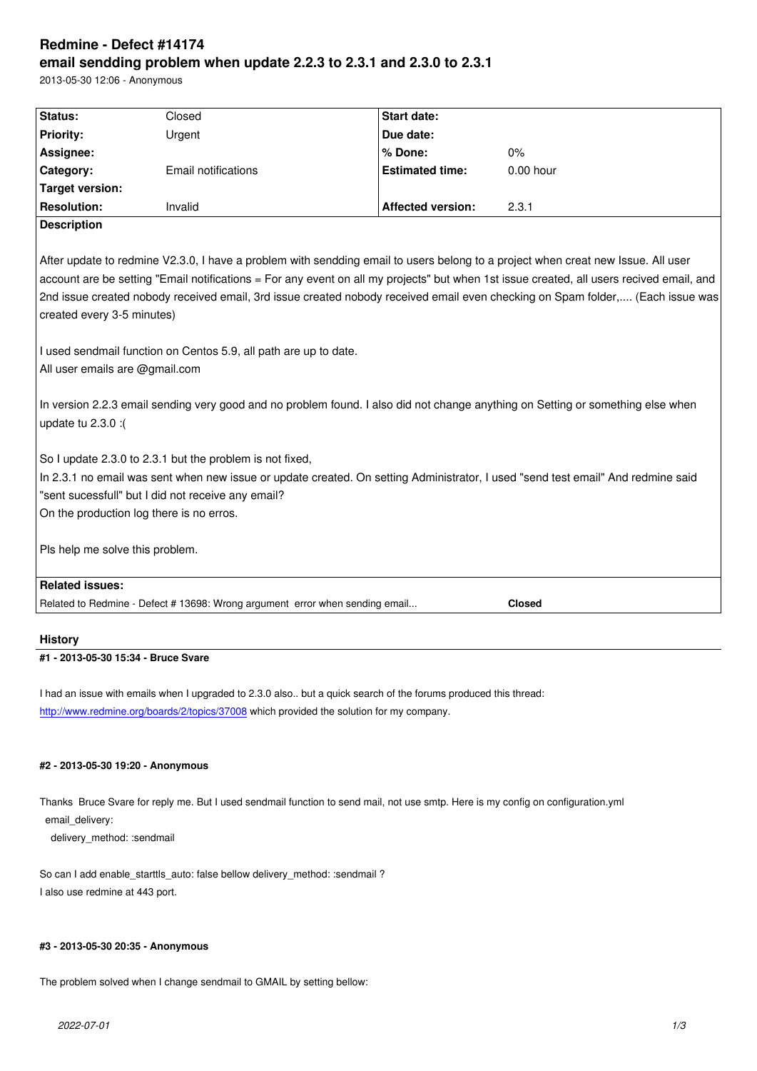# Redmine - Defect #14174

## email sendding problem when update 2.2.3 to 2.3.1 and 2.3.0 to 2.3.1

2013-05-30 12:06 - Anonymous

| Status: | Closed | Start date: | |
|---|---|---|---|
| Priority: | Urgent | Due date: | |
| Assignee: | | % Done: | 0% |
| Category: | Email notifications | Estimated time: | 0.00 hour |
| Target version: | | | |
| Resolution: | Invalid | Affected version: | 2.3.1 |

**Description**

After update to redmine V2.3.0, I have a problem with sendding email to users belong to a project when creat new Issue. All user account are be setting "Email notifications = For any event on all my projects" but when 1st issue created, all users recived email, and 2nd issue created nobody received email, 3rd issue created nobody received email even checking on Spam folder,.... (Each issue was created every 3-5 minutes)

I used sendmail function on Centos 5.9, all path are up to date.
All user emails are @gmail.com

In version 2.2.3 email sending very good and no problem found. I also did not change anything on Setting or something else when update tu 2.3.0 :(

So I update 2.3.0 to 2.3.1 but the problem is not fixed,
In 2.3.1 no email was sent when new issue or update created. On setting Administrator, I used "send test email" And redmine said "sent sucessfull" but I did not receive any email?
On the production log there is no erros.

Pls help me solve this problem.

**Related issues:**

| | |
|---|---|
| Related to Redmine - Defect # 13698: Wrong argument error when sending email... | **Closed** |

## History

#### #1 - 2013-05-30 15:34 - Bruce Svare

I had an issue with emails when I upgraded to 2.3.0 also.. but a quick search of the forums produced this thread: [http://www.redmine.org/boards/2/topics/37008](http://www.redmine.org/boards/2/topics/37008) which provided the solution for my company.

#### #2 - 2013-05-30 19:20 - Anonymous

Thanks Bruce Svare for reply me. But I used sendmail function to send mail, not use smtp. Here is my config on configuration.yml

```
  email_delivery:
    delivery_method: :sendmail
```

So can I add enable_starttls_auto: false bellow delivery_method: :sendmail ?
I also use redmine at 443 port.

#### #3 - 2013-05-30 20:35 - Anonymous

The problem solved when I change sendmail to GMAIL by setting bellow: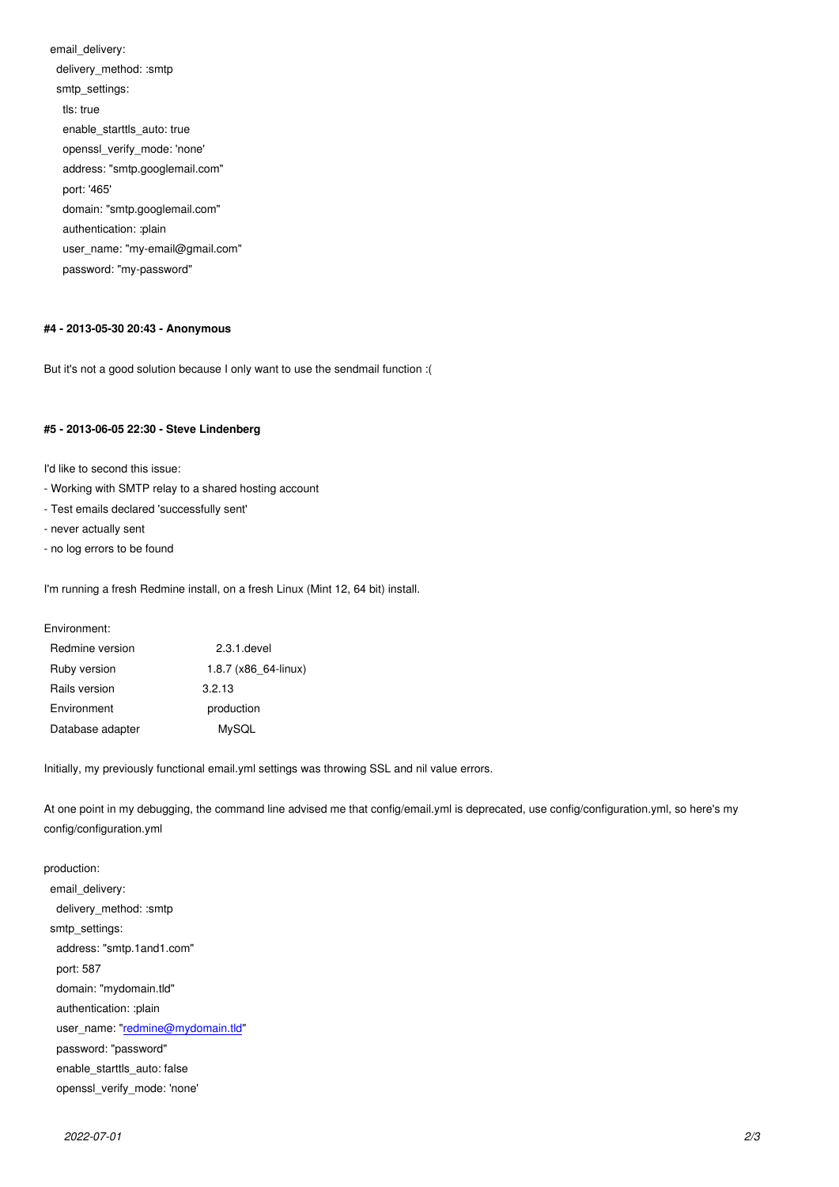```
email_delivery:
  delivery_method: :smtp
  smtp_settings:
    tls: true
    enable_starttls_auto: true
    openssl_verify_mode: 'none'
    address: "smtp.googlemail.com"
    port: '465'
    domain: "smtp.googlemail.com"
    authentication: :plain
    user_name: "my-email@gmail.com"
    password: "my-password"
```

#### #4 - 2013-05-30 20:43 - Anonymous

But it's not a good solution because I only want to use the sendmail function :(

#### #5 - 2013-06-05 22:30 - Steve Lindenberg

I'd like to second this issue:
- Working with SMTP relay to a shared hosting account
- Test emails declared 'successfully sent'
- never actually sent
- no log errors to be found

I'm running a fresh Redmine install, on a fresh Linux (Mint 12, 64 bit) install.

Environment:

| | |
|---|---|
| Redmine version | 2.3.1.devel |
| Ruby version | 1.8.7 (x86_64-linux) |
| Rails version | 3.2.13 |
| Environment | production |
| Database adapter | MySQL |

Initially, my previously functional email.yml settings was throwing SSL and nil value errors.

At one point in my debugging, the command line advised me that config/email.yml is deprecated, use config/configuration.yml, so here's my config/configuration.yml

```
production:
  email_delivery:
    delivery_method: :smtp
  smtp_settings:
    address: "smtp.1and1.com"
    port: 587
    domain: "mydomain.tld"
    authentication: :plain
    user_name: "redmine@mydomain.tld"
    password: "password"
    enable_starttls_auto: false
    openssl_verify_mode: 'none'
```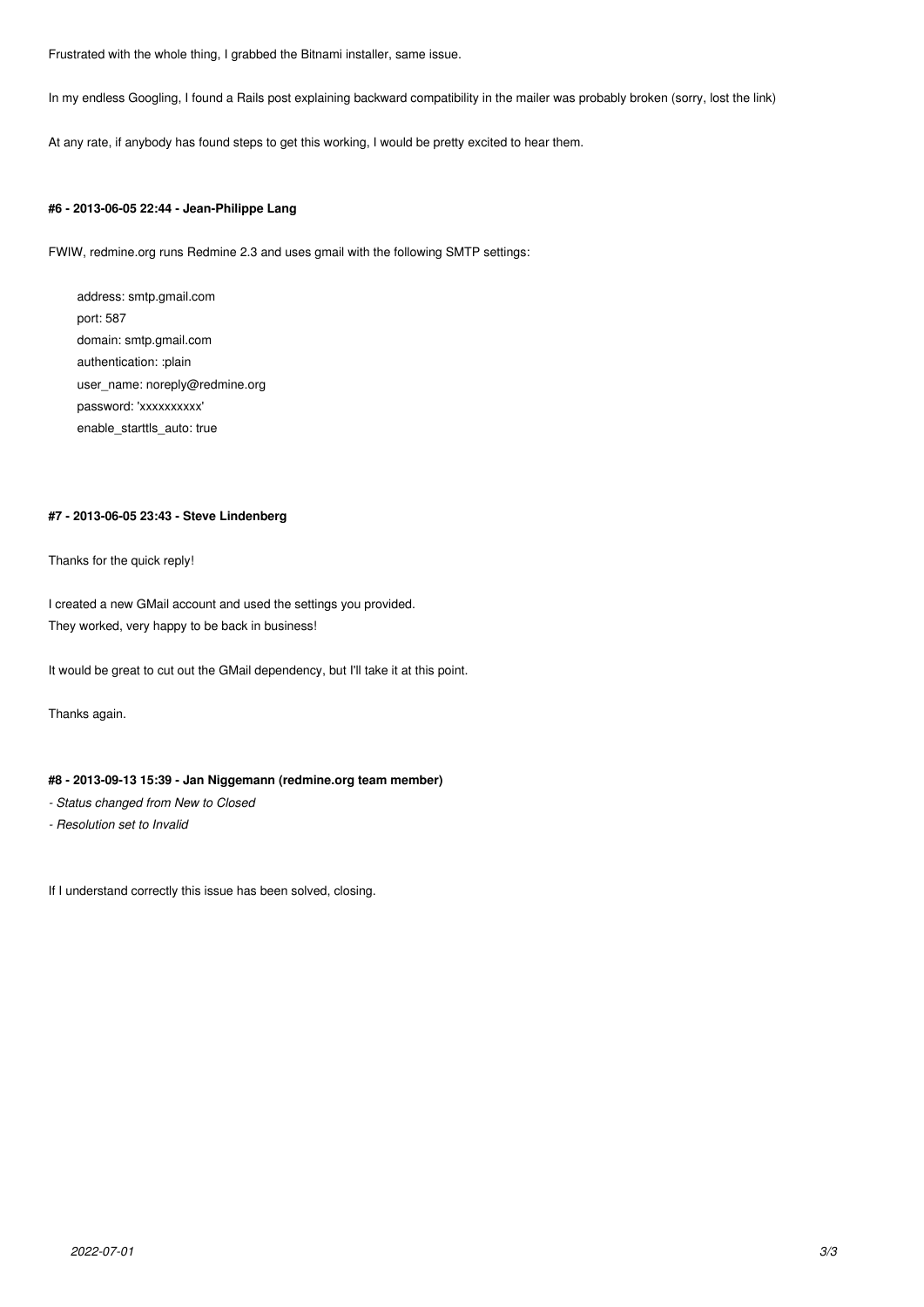Frustrated with the whole thing, I grabbed the Bitnami installer, same issue.

In my endless Googling, I found a Rails post explaining backward compatibility in the mailer was probably broken (sorry, lost the link)

At any rate, if anybody has found steps to get this working, I would be pretty excited to hear them.

#### #6 - 2013-06-05 22:44 - Jean-Philippe Lang

FWIW, redmine.org runs Redmine 2.3 and uses gmail with the following SMTP settings:

```
address: smtp.gmail.com
port: 587
domain: smtp.gmail.com
authentication: :plain
user_name: noreply@redmine.org
password: 'xxxxxxxxxx'
enable_starttls_auto: true
```

#### #7 - 2013-06-05 23:43 - Steve Lindenberg

Thanks for the quick reply!

I created a new GMail account and used the settings you provided.
They worked, very happy to be back in business!

It would be great to cut out the GMail dependency, but I'll take it at this point.

Thanks again.

#### #8 - 2013-09-13 15:39 - Jan Niggemann (redmine.org team member)

- *Status changed from New to Closed*
- *Resolution set to Invalid*

If I understand correctly this issue has been solved, closing.